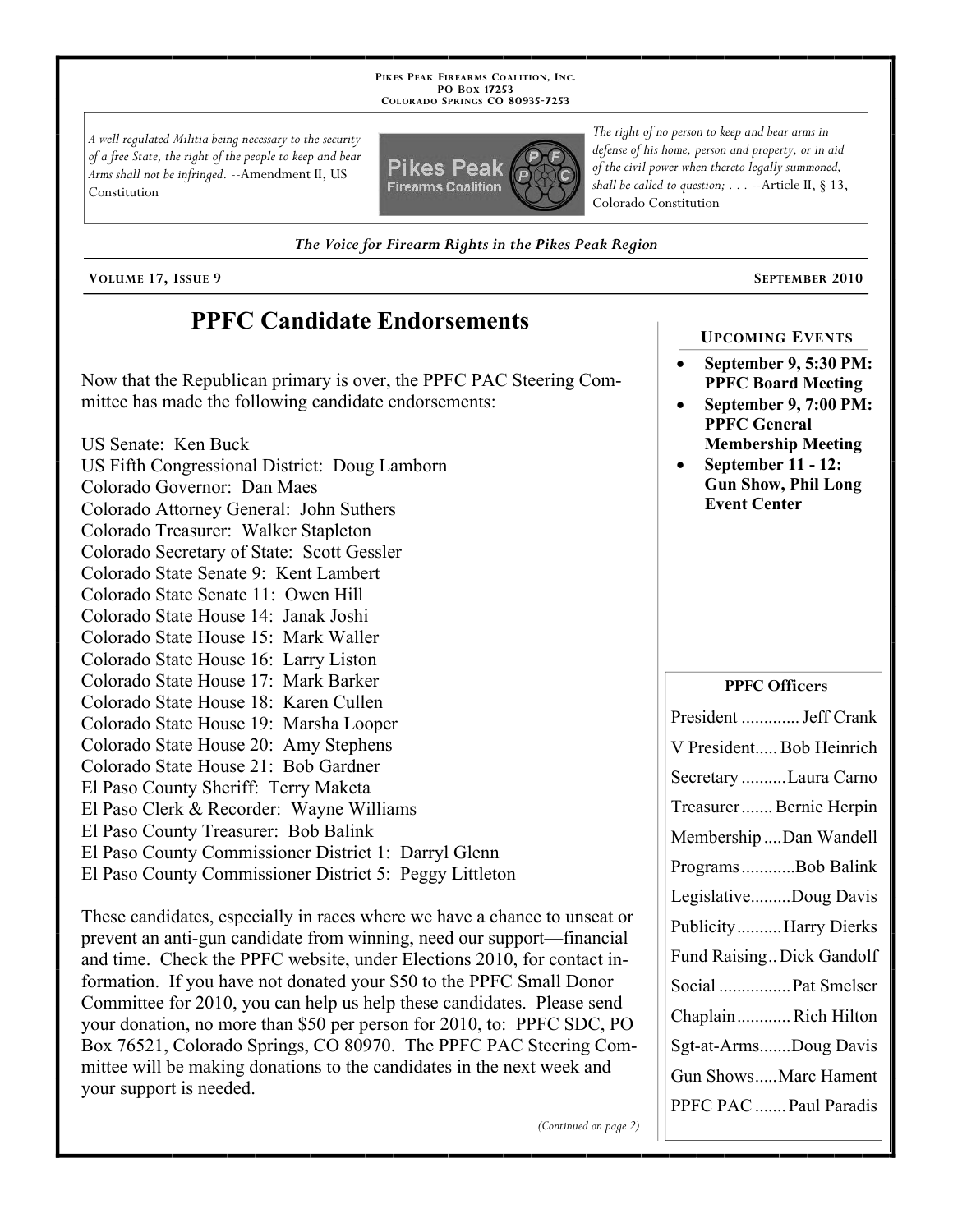PIKES PEAK FIREARMS COALITION, INC.
PO BOX 17253
COLORADO SPRINGS CO 80935-7253

*A well regulated Militia being necessary to the security of a free State, the right of the people to keep and bear Arms shall not be infringed.* --Amendment II, US Constitution

*The right of no person to keep and bear arms in defense of his home, person and property, or in aid of the civil power when thereto legally summoned, shall be called to question; . . .* --Article II, § 13, Colorado Constitution

***The Voice for Firearm Rights in the Pikes Peak Region***

**VOLUME 17, ISSUE 9** — **SEPTEMBER 2010**

# PPFC Candidate Endorsements

Now that the Republican primary is over, the PPFC PAC Steering Committee has made the following candidate endorsements:

US Senate: Ken Buck
US Fifth Congressional District: Doug Lamborn
Colorado Governor: Dan Maes
Colorado Attorney General: John Suthers
Colorado Treasurer: Walker Stapleton
Colorado Secretary of State: Scott Gessler
Colorado State Senate 9: Kent Lambert
Colorado State Senate 11: Owen Hill
Colorado State House 14: Janak Joshi
Colorado State House 15: Mark Waller
Colorado State House 16: Larry Liston
Colorado State House 17: Mark Barker
Colorado State House 18: Karen Cullen
Colorado State House 19: Marsha Looper
Colorado State House 20: Amy Stephens
Colorado State House 21: Bob Gardner
El Paso County Sheriff: Terry Maketa
El Paso Clerk & Recorder: Wayne Williams
El Paso County Treasurer: Bob Balink
El Paso County Commissioner District 1: Darryl Glenn
El Paso County Commissioner District 5: Peggy Littleton

These candidates, especially in races where we have a chance to unseat or prevent an anti-gun candidate from winning, need our support—financial and time. Check the PPFC website, under Elections 2010, for contact information. If you have not donated your $50 to the PPFC Small Donor Committee for 2010, you can help us help these candidates. Please send your donation, no more than $50 per person for 2010, to: PPFC SDC, PO Box 76521, Colorado Springs, CO 80970. The PPFC PAC Steering Committee will be making donations to the candidates in the next week and your support is needed.

*(Continued on page 2)*

## UPCOMING EVENTS

- **September 9, 5:30 PM: PPFC Board Meeting**
- **September 9, 7:00 PM: PPFC General Membership Meeting**
- **September 11 - 12: Gun Show, Phil Long Event Center**

**PPFC Officers**

| Position | Name |
|---|---|
| President | Jeff Crank |
| V President | Bob Heinrich |
| Secretary | Laura Carno |
| Treasurer | Bernie Herpin |
| Membership | Dan Wandell |
| Programs | Bob Balink |
| Legislative | Doug Davis |
| Publicity | Harry Dierks |
| Fund Raising | Dick Gandolf |
| Social | Pat Smelser |
| Chaplain | Rich Hilton |
| Sgt-at-Arms | Doug Davis |
| Gun Shows | Marc Hament |
| PPFC PAC | Paul Paradis |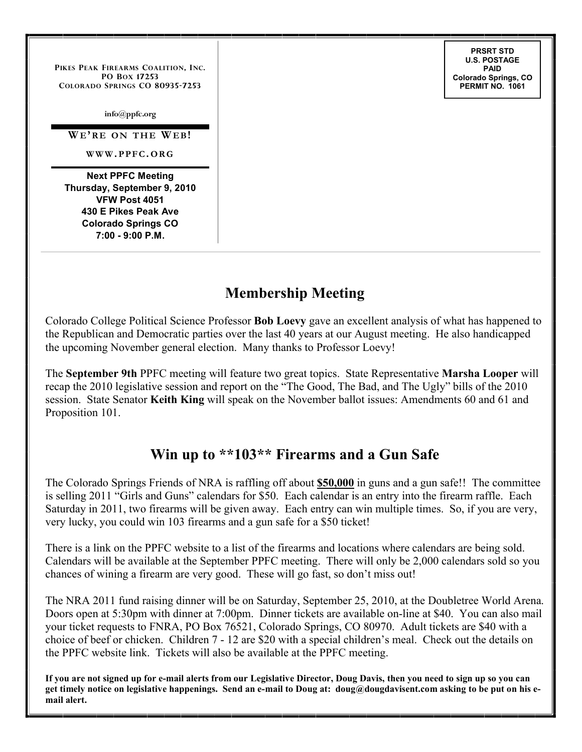PIKES PEAK FIREARMS COALITION, INC.
PO BOX 17253
COLORADO SPRINGS CO 80935-7253

info@ppfc.org

**WE'RE ON THE WEB!**

**WWW.PPFC.ORG**

**Next PPFC Meeting**
**Thursday, September 9, 2010**
**VFW Post 4051**
**430 E Pikes Peak Ave**
**Colorado Springs CO**
**7:00 - 9:00 P.M.**

PRSRT STD
U.S. POSTAGE
PAID
Colorado Springs, CO
PERMIT NO. 1061

## Membership Meeting

Colorado College Political Science Professor **Bob Loevy** gave an excellent analysis of what has happened to the Republican and Democratic parties over the last 40 years at our August meeting. He also handicapped the upcoming November general election. Many thanks to Professor Loevy!

The **September 9th** PPFC meeting will feature two great topics. State Representative **Marsha Looper** will recap the 2010 legislative session and report on the "The Good, The Bad, and The Ugly" bills of the 2010 session. State Senator **Keith King** will speak on the November ballot issues: Amendments 60 and 61 and Proposition 101.

## Win up to **103** Firearms and a Gun Safe

The Colorado Springs Friends of NRA is raffling off about **$50,000** in guns and a gun safe!! The committee is selling 2011 "Girls and Guns" calendars for $50. Each calendar is an entry into the firearm raffle. Each Saturday in 2011, two firearms will be given away. Each entry can win multiple times. So, if you are very, very lucky, you could win 103 firearms and a gun safe for a $50 ticket!

There is a link on the PPFC website to a list of the firearms and locations where calendars are being sold. Calendars will be available at the September PPFC meeting. There will only be 2,000 calendars sold so you chances of wining a firearm are very good. These will go fast, so don't miss out!

The NRA 2011 fund raising dinner will be on Saturday, September 25, 2010, at the Doubletree World Arena. Doors open at 5:30pm with dinner at 7:00pm. Dinner tickets are available on-line at $40. You can also mail your ticket requests to FNRA, PO Box 76521, Colorado Springs, CO 80970. Adult tickets are $40 with a choice of beef or chicken. Children 7 - 12 are $20 with a special children's meal. Check out the details on the PPFC website link. Tickets will also be available at the PPFC meeting.

**If you are not signed up for e-mail alerts from our Legislative Director, Doug Davis, then you need to sign up so you can get timely notice on legislative happenings. Send an e-mail to Doug at: doug@dougdavisent.com asking to be put on his e-mail alert.**